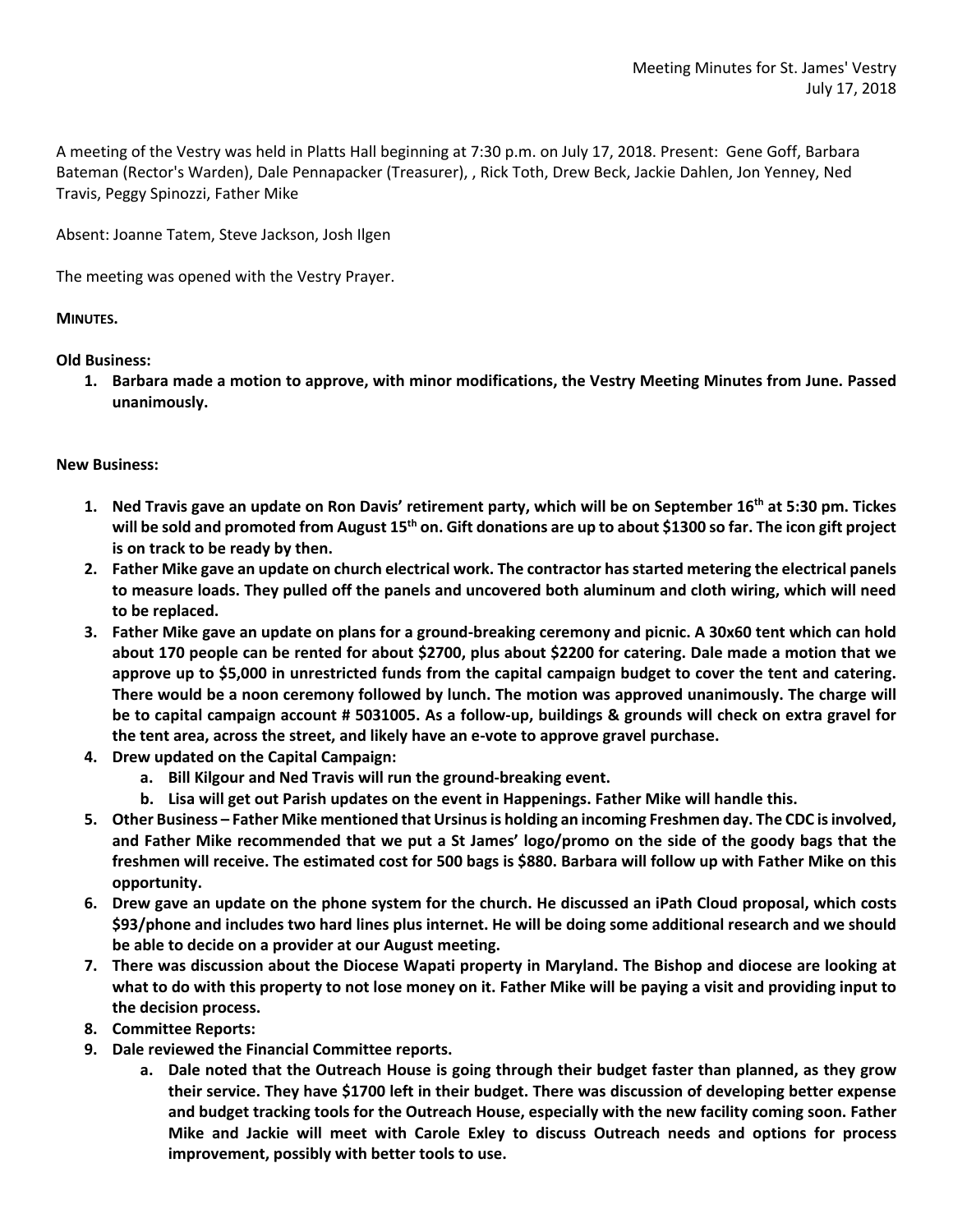Meeting Minutes for St. James' Vestry
July 17, 2018

A meeting of the Vestry was held in Platts Hall beginning at 7:30 p.m. on July 17, 2018. Present: Gene Goff, Barbara Bateman (Rector's Warden), Dale Pennapacker (Treasurer), , Rick Toth, Drew Beck, Jackie Dahlen, Jon Yenney, Ned Travis, Peggy Spinozzi, Father Mike

Absent: Joanne Tatem, Steve Jackson, Josh Ilgen

The meeting was opened with the Vestry Prayer.

**MINUTES.**

**Old Business:**

1. **Barbara made a motion to approve, with minor modifications, the Vestry Meeting Minutes from June. Passed unanimously.**

**New Business:**

1. **Ned Travis gave an update on Ron Davis' retirement party, which will be on September 16th at 5:30 pm. Tickes will be sold and promoted from August 15th on. Gift donations are up to about $1300 so far. The icon gift project is on track to be ready by then.**
2. **Father Mike gave an update on church electrical work. The contractor has started metering the electrical panels to measure loads. They pulled off the panels and uncovered both aluminum and cloth wiring, which will need to be replaced.**
3. **Father Mike gave an update on plans for a ground-breaking ceremony and picnic. A 30x60 tent which can hold about 170 people can be rented for about $2700, plus about $2200 for catering. Dale made a motion that we approve up to $5,000 in unrestricted funds from the capital campaign budget to cover the tent and catering. There would be a noon ceremony followed by lunch. The motion was approved unanimously. The charge will be to capital campaign account # 5031005. As a follow-up, buildings & grounds will check on extra gravel for the tent area, across the street, and likely have an e-vote to approve gravel purchase.**
4. **Drew updated on the Capital Campaign:**
   a. **Bill Kilgour and Ned Travis will run the ground-breaking event.**
   b. **Lisa will get out Parish updates on the event in Happenings. Father Mike will handle this.**
5. **Other Business – Father Mike mentioned that Ursinus is holding an incoming Freshmen day. The CDC is involved, and Father Mike recommended that we put a St James' logo/promo on the side of the goody bags that the freshmen will receive. The estimated cost for 500 bags is $880. Barbara will follow up with Father Mike on this opportunity.**
6. **Drew gave an update on the phone system for the church. He discussed an iPath Cloud proposal, which costs $93/phone and includes two hard lines plus internet. He will be doing some additional research and we should be able to decide on a provider at our August meeting.**
7. **There was discussion about the Diocese Wapati property in Maryland. The Bishop and diocese are looking at what to do with this property to not lose money on it. Father Mike will be paying a visit and providing input to the decision process.**
8. **Committee Reports:**
9. **Dale reviewed the Financial Committee reports.**
   a. **Dale noted that the Outreach House is going through their budget faster than planned, as they grow their service. They have $1700 left in their budget. There was discussion of developing better expense and budget tracking tools for the Outreach House, especially with the new facility coming soon. Father Mike and Jackie will meet with Carole Exley to discuss Outreach needs and options for process improvement, possibly with better tools to use.**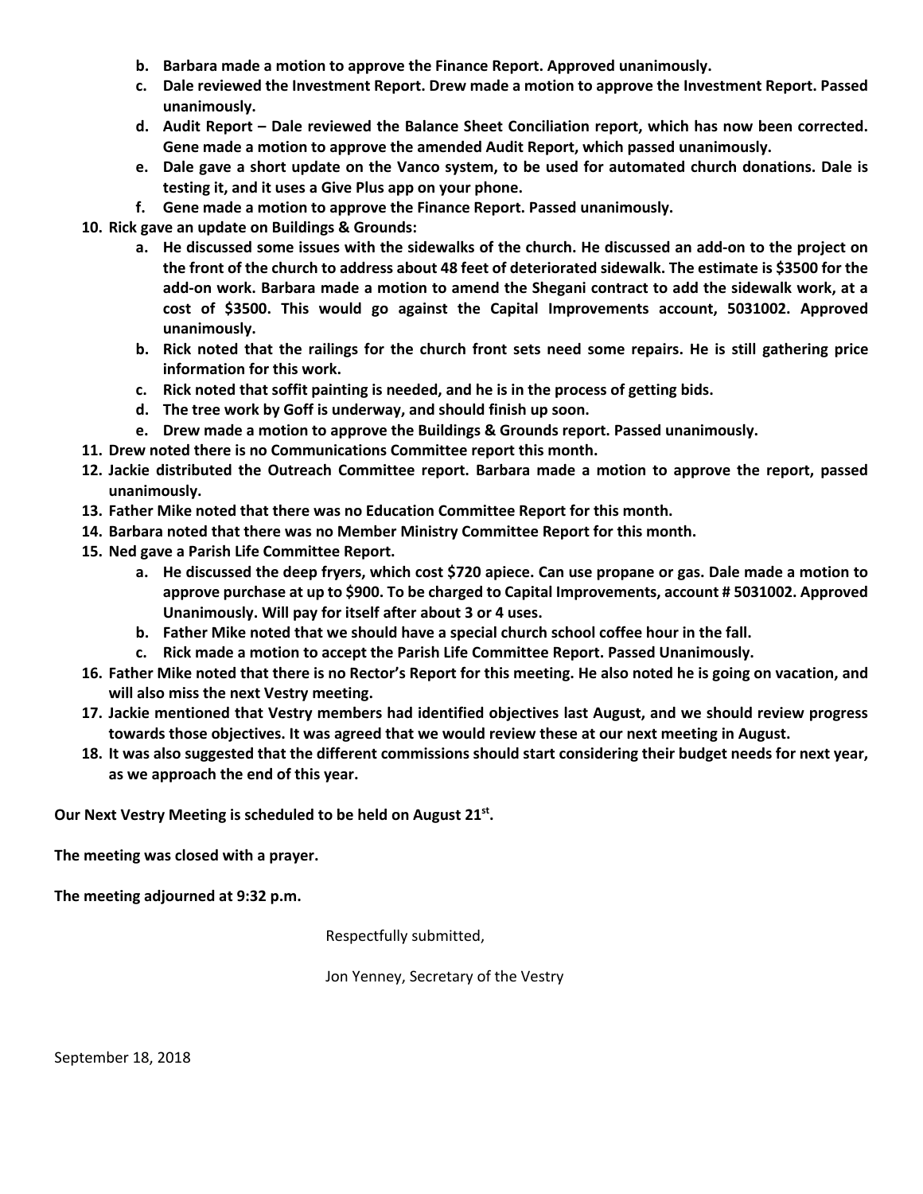**b. Barbara made a motion to approve the Finance Report. Approved unanimously.**

**c. Dale reviewed the Investment Report. Drew made a motion to approve the Investment Report. Passed unanimously.**

**d. Audit Report – Dale reviewed the Balance Sheet Conciliation report, which has now been corrected. Gene made a motion to approve the amended Audit Report, which passed unanimously.**

**e. Dale gave a short update on the Vanco system, to be used for automated church donations. Dale is testing it, and it uses a Give Plus app on your phone.**

**f. Gene made a motion to approve the Finance Report. Passed unanimously.**

**10. Rick gave an update on Buildings & Grounds:**

**a. He discussed some issues with the sidewalks of the church. He discussed an add-on to the project on the front of the church to address about 48 feet of deteriorated sidewalk. The estimate is $3500 for the add-on work. Barbara made a motion to amend the Shegani contract to add the sidewalk work, at a cost of $3500. This would go against the Capital Improvements account, 5031002. Approved unanimously.**

**b. Rick noted that the railings for the church front sets need some repairs. He is still gathering price information for this work.**

**c. Rick noted that soffit painting is needed, and he is in the process of getting bids.**

**d. The tree work by Goff is underway, and should finish up soon.**

**e. Drew made a motion to approve the Buildings & Grounds report. Passed unanimously.**

**11. Drew noted there is no Communications Committee report this month.**

**12. Jackie distributed the Outreach Committee report. Barbara made a motion to approve the report, passed unanimously.**

**13. Father Mike noted that there was no Education Committee Report for this month.**

**14. Barbara noted that there was no Member Ministry Committee Report for this month.**

**15. Ned gave a Parish Life Committee Report.**

**a. He discussed the deep fryers, which cost $720 apiece. Can use propane or gas. Dale made a motion to approve purchase at up to $900. To be charged to Capital Improvements, account # 5031002. Approved Unanimously. Will pay for itself after about 3 or 4 uses.**

**b. Father Mike noted that we should have a special church school coffee hour in the fall.**

**c. Rick made a motion to accept the Parish Life Committee Report. Passed Unanimously.**

**16. Father Mike noted that there is no Rector's Report for this meeting. He also noted he is going on vacation, and will also miss the next Vestry meeting.**

**17. Jackie mentioned that Vestry members had identified objectives last August, and we should review progress towards those objectives. It was agreed that we would review these at our next meeting in August.**

**18. It was also suggested that the different commissions should start considering their budget needs for next year, as we approach the end of this year.**

**Our Next Vestry Meeting is scheduled to be held on August 21st.**

**The meeting was closed with a prayer.**

**The meeting adjourned at 9:32 p.m.**

Respectfully submitted,

Jon Yenney, Secretary of the Vestry

September 18, 2018